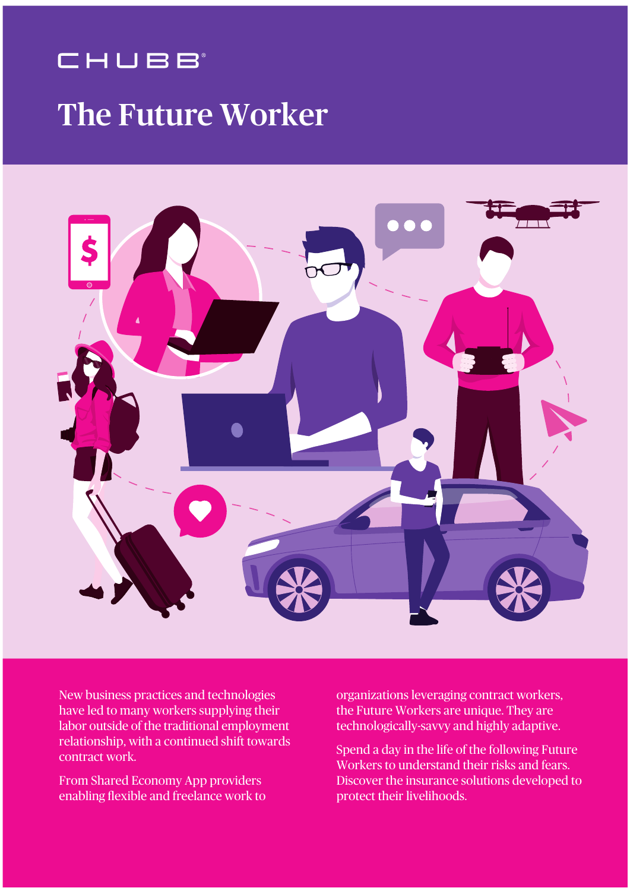CHUBB®

# The Future Worker

New business practices and technologies have led to many workers supplying their labor outside of the traditional employment relationship, with a continued shift towards contract work.

From Shared Economy App providers enabling flexible and freelance work to organizations leveraging contract workers, the Future Workers are unique. They are technologically-savvy and highly adaptive.

Spend a day in the life of the following Future Workers to understand their risks and fears. Discover the insurance solutions developed to protect their livelihoods.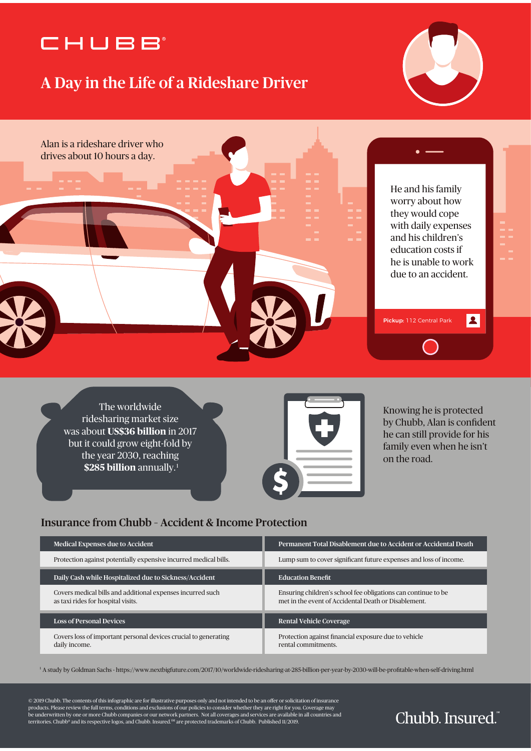CHUBB®

# A Day in the Life of a Rideshare Driver

Alan is a rideshare driver who drives about 10 hours a day.

He and his family worry about how they would cope with daily expenses and his children's education costs if he is unable to work due to an accident.

**Pickup:** 112 Central Park

The worldwide ridesharing market size was about **US$36 billion** in 2017 but it could grow eight-fold by the year 2030, reaching **$285 billion** annually.[1]

Knowing he is protected by Chubb, Alan is confident he can still provide for his family even when he isn't on the road.

## Insurance from Chubb – Accident & Income Protection

| Medical Expenses due to Accident | Permanent Total Disablement due to Accident or Accidental Death |
|---|---|
| Protection against potentially expensive incurred medical bills. | Lump sum to cover significant future expenses and loss of income. |
| **Daily Cash while Hospitalized due to Sickness/Accident** | **Education Benefit** |
| Covers medical bills and additional expenses incurred such as taxi rides for hospital visits. | Ensuring children's school fee obligations can continue to be met in the event of Accidental Death or Disablement. |
| **Loss of Personal Devices** | **Rental Vehicle Coverage** |
| Covers loss of important personal devices crucial to generating daily income. | Protection against financial exposure due to vehicle rental commitments. |

[1] A study by Goldman Sachs - https://www.nextbigfuture.com/2017/10/worldwide-ridesharing-at-285-billion-per-year-by-2030-will-be-profitable-when-self-driving.html

© 2019 Chubb. The contents of this infographic are for illustrative purposes only and not intended to be an offer or solicitation of insurance products. Please review the full terms, conditions and exclusions of our policies to consider whether they are right for you. Coverage may be underwritten by one or more Chubb companies or our network partners. Not all coverages and services are available in all countries and territories. Chubb® and its respective logos, and Chubb. Insured.℠ are protected trademarks of Chubb. Published 11/2019.

Chubb. Insured.℠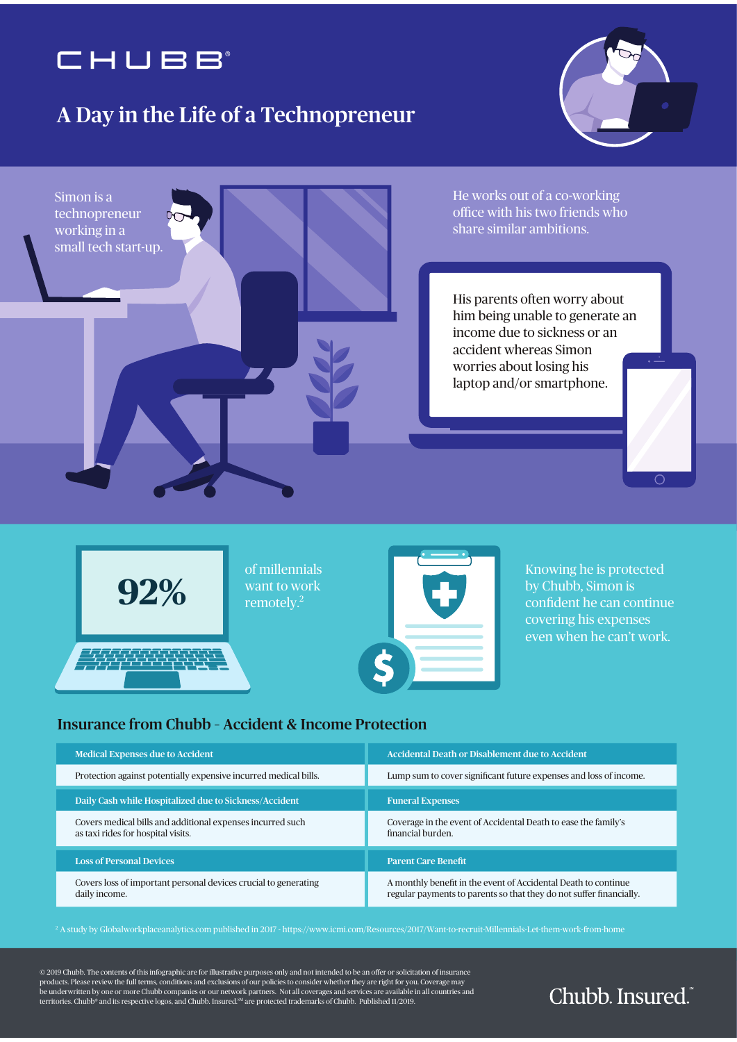# CHUBB

## A Day in the Life of a Technopreneur

Simon is a technopreneur working in a small tech start-up.

He works out of a co-working office with his two friends who share similar ambitions.

His parents often worry about him being unable to generate an income due to sickness or an accident whereas Simon worries about losing his laptop and/or smartphone.

**92%** of millennials want to work remotely.[2]

Knowing he is protected by Chubb, Simon is confident he can continue covering his expenses even when he can't work.

### Insurance from Chubb – Accident & Income Protection

| Medical Expenses due to Accident | Accidental Death or Disablement due to Accident |
|---|---|
| Protection against potentially expensive incurred medical bills. | Lump sum to cover significant future expenses and loss of income. |
| **Daily Cash while Hospitalized due to Sickness/Accident** | **Funeral Expenses** |
| Covers medical bills and additional expenses incurred such as taxi rides for hospital visits. | Coverage in the event of Accidental Death to ease the family's financial burden. |
| **Loss of Personal Devices** | **Parent Care Benefit** |
| Covers loss of important personal devices crucial to generating daily income. | A monthly benefit in the event of Accidental Death to continue regular payments to parents so that they do not suffer financially. |

[2] A study by Globalworkplaceanalytics.com published in 2017 - https://www.icmi.com/Resources/2017/Want-to-recruit-Millennials-Let-them-work-from-home

© 2019 Chubb. The contents of this infographic are for illustrative purposes only and not intended to be an offer or solicitation of insurance products. Please review the full terms, conditions and exclusions of our policies to consider whether they are right for you. Coverage may be underwritten by one or more Chubb companies or our network partners. Not all coverages and services are available in all countries and territories. Chubb® and its respective logos, and Chubb. Insured.℠ are protected trademarks of Chubb. Published 11/2019.

Chubb. Insured.™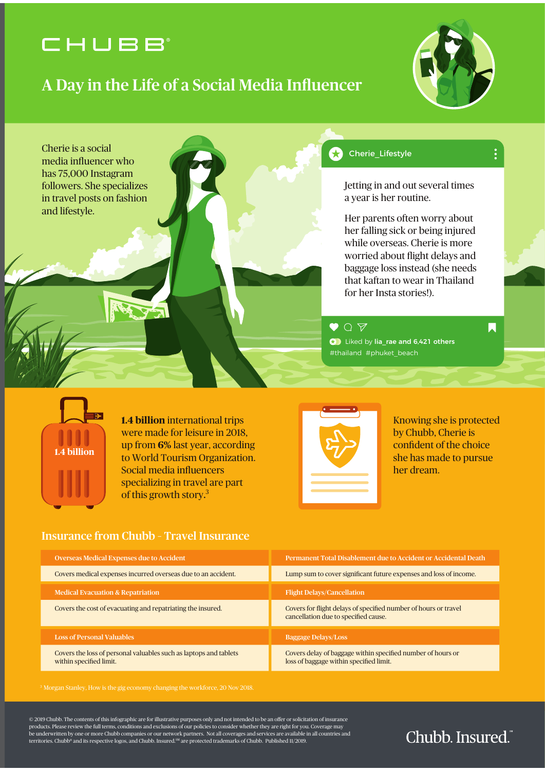CHUBB

# A Day in the Life of a Social Media Influencer

Cherie is a social media influencer who has 75,000 Instagram followers. She specializes in travel posts on fashion and lifestyle.

**Cherie_Lifestyle**

Jetting in and out several times a year is her routine.

Her parents often worry about her falling sick or being injured while overseas. Cherie is more worried about flight delays and baggage loss instead (she needs that kaftan to wear in Thailand for her Insta stories!).

Liked by **lia_rae and 6,421 others**

#thailand #phuket_beach

1.4 billion

**1.4 billion** international trips were made for leisure in 2018, up from **6%** last year, according to World Tourism Organization. Social media influencers specializing in travel are part of this growth story.[3]

Knowing she is protected by Chubb, Cherie is confident of the choice she has made to pursue her dream.

## Insurance from Chubb - Travel Insurance

| Overseas Medical Expenses due to Accident | Permanent Total Disablement due to Accident or Accidental Death |
|---|---|
| Covers medical expenses incurred overseas due to an accident. | Lump sum to cover significant future expenses and loss of income. |
| **Medical Evacuation & Repatriation** | **Flight Delays/Cancellation** |
| Covers the cost of evacuating and repatriating the insured. | Covers for flight delays of specified number of hours or travel cancellation due to specified cause. |
| **Loss of Personal Valuables** | **Baggage Delays/Loss** |
| Covers the loss of personal valuables such as laptops and tablets within specified limit. | Covers delay of baggage within specified number of hours or loss of baggage within specified limit. |

[3] Morgan Stanley, How is the gig economy changing the workforce, 20 Nov 2018.

© 2019 Chubb. The contents of this infographic are for illustrative purposes only and not intended to be an offer or solicitation of insurance products. Please review the full terms, conditions and exclusions of our policies to consider whether they are right for you. Coverage may be underwritten by one or more Chubb companies or our network partners. Not all coverages and services are available in all countries and territories. Chubb® and its respective logos, and Chubb. Insured.SM are protected trademarks of Chubb. Published 11/2019.

Chubb. Insured.™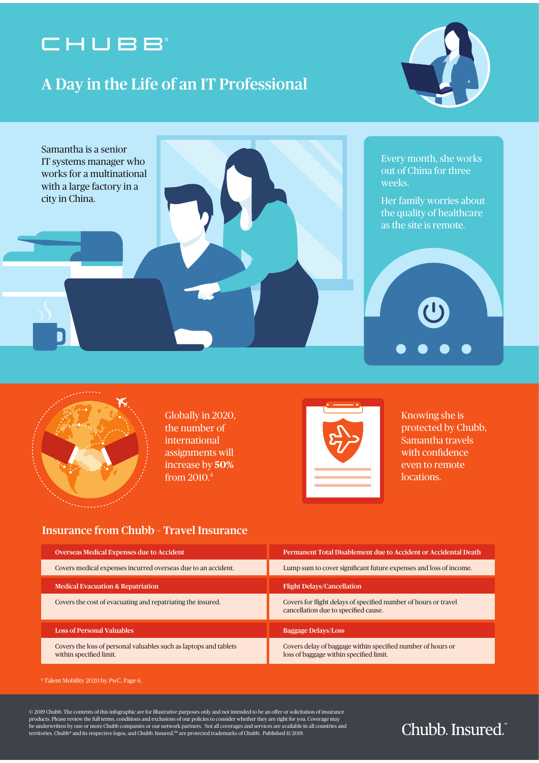# CHUBB

## A Day in the Life of an IT Professional

Samantha is a senior IT systems manager who works for a multinational with a large factory in a city in China.

Every month, she works out of China for three weeks.

Her family worries about the quality of healthcare as the site is remote.

Globally in 2020, the number of international assignments will increase by **50%** from 2010.[4]

Knowing she is protected by Chubb, Samantha travels with confidence even to remote locations.

## Insurance from Chubb – Travel Insurance

| | |
|---|---|
| **Overseas Medical Expenses due to Accident** | **Permanent Total Disablement due to Accident or Accidental Death** |
| Covers medical expenses incurred overseas due to an accident. | Lump sum to cover significant future expenses and loss of income. |
| **Medical Evacuation & Repatriation** | **Flight Delays/Cancellation** |
| Covers the cost of evacuating and repatriating the insured. | Covers for flight delays of specified number of hours or travel cancellation due to specified cause. |
| **Loss of Personal Valuables** | **Baggage Delays/Loss** |
| Covers the loss of personal valuables such as laptops and tablets within specified limit. | Covers delay of baggage within specified number of hours or loss of baggage within specified limit. |

[4] Talent Mobility 2020 by PwC, Page 6.

© 2019 Chubb. The contents of this infographic are for illustrative purposes only and not intended to be an offer or solicitation of insurance products. Please review the full terms, conditions and exclusions of our policies to consider whether they are right for you. Coverage may be underwritten by one or more Chubb companies or our network partners. Not all coverages and services are available in all countries and territories. Chubb® and its respective logos, and Chubb. Insured.℠ are protected trademarks of Chubb. Published 11/2019.

Chubb. Insured.™